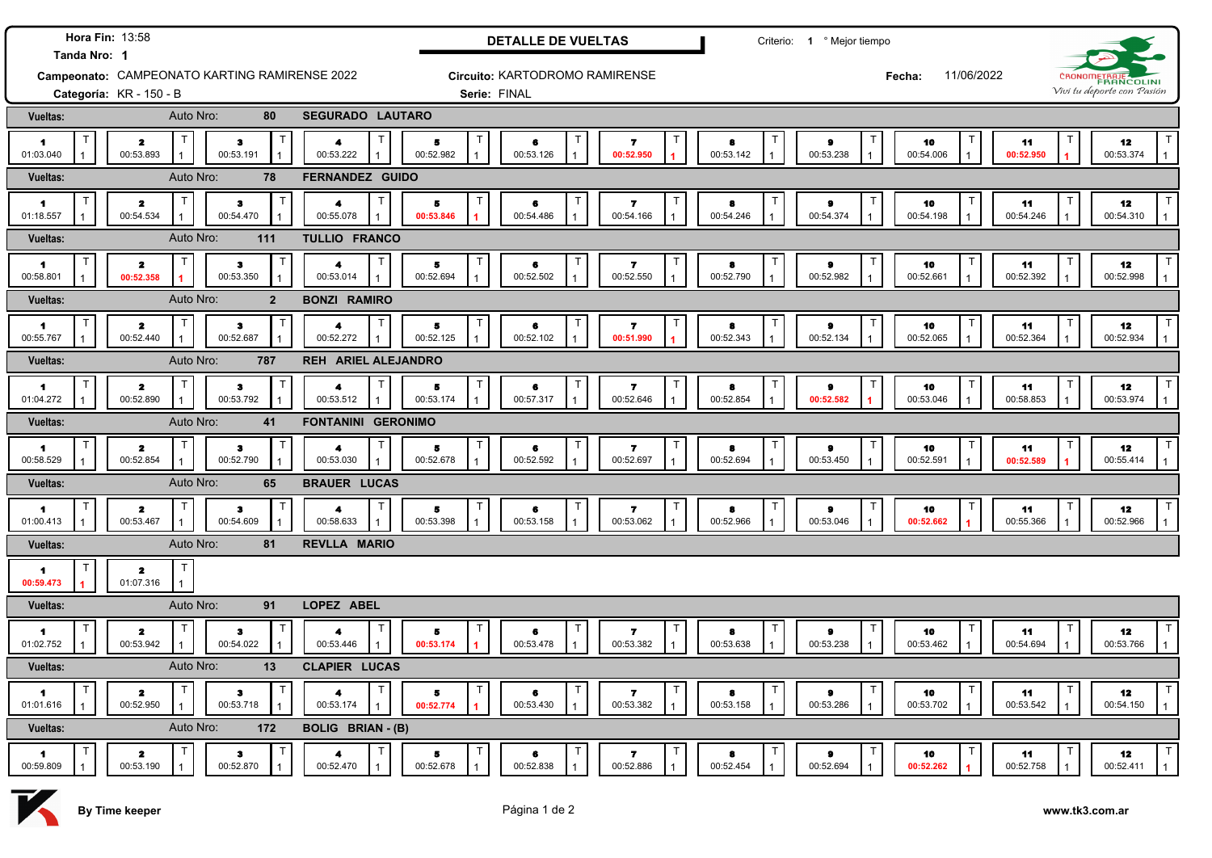**Hora Fin:** 13:58
**Tanda Nro:** 1

## DETALLE DE VUELTAS

Criterio: 1 ° Mejor tiempo

**Campeonato:** CAMPEONATO KARTING RAMIRENSE 2022
**Circuito:** KARTODROMO RAMIRENSE
**Fecha:** 11/06/2022
**Categoría:** KR - 150 - B
**Serie:** FINAL

CRONOMETRAJE FRANCOLINI — Viví tu deporte con Pasión

### Vueltas: Auto Nro: 80 — SEGURADO LAUTARO

| Vuelta | 1 | 2 | 3 | 4 | 5 | 6 | 7 | 8 | 9 | 10 | 11 | 12 |
|---|---|---|---|---|---|---|---|---|---|---|---|---|
| Tiempo | 01:03.040 | 00:53.893 | 00:53.191 | 00:53.222 | 00:52.982 | 00:53.126 | **00:52.950** | 00:53.142 | 00:53.238 | 00:54.006 | **00:52.950** | 00:53.374 |
| T | 1 | 1 | 1 | 1 | 1 | 1 | 1 | 1 | 1 | 1 | 1 | 1 |

### Vueltas: Auto Nro: 78 — FERNANDEZ GUIDO

| Vuelta | 1 | 2 | 3 | 4 | 5 | 6 | 7 | 8 | 9 | 10 | 11 | 12 |
|---|---|---|---|---|---|---|---|---|---|---|---|---|
| Tiempo | 01:18.557 | 00:54.534 | 00:54.470 | 00:55.078 | **00:53.846** | 00:54.486 | 00:54.166 | 00:54.246 | 00:54.374 | 00:54.198 | 00:54.246 | 00:54.310 |
| T | 1 | 1 | 1 | 1 | 1 | 1 | 1 | 1 | 1 | 1 | 1 | 1 |

### Vueltas: Auto Nro: 111 — TULLIO FRANCO

| Vuelta | 1 | 2 | 3 | 4 | 5 | 6 | 7 | 8 | 9 | 10 | 11 | 12 |
|---|---|---|---|---|---|---|---|---|---|---|---|---|
| Tiempo | 00:58.801 | **00:52.358** | 00:53.350 | 00:53.014 | 00:52.694 | 00:52.502 | 00:52.550 | 00:52.790 | 00:52.982 | 00:52.661 | 00:52.392 | 00:52.998 |
| T | 1 | 1 | 1 | 1 | 1 | 1 | 1 | 1 | 1 | 1 | 1 | 1 |

### Vueltas: Auto Nro: 2 — BONZI RAMIRO

| Vuelta | 1 | 2 | 3 | 4 | 5 | 6 | 7 | 8 | 9 | 10 | 11 | 12 |
|---|---|---|---|---|---|---|---|---|---|---|---|---|
| Tiempo | 00:55.767 | 00:52.440 | 00:52.687 | 00:52.272 | 00:52.125 | 00:52.102 | **00:51.990** | 00:52.343 | 00:52.134 | 00:52.065 | 00:52.364 | 00:52.934 |
| T | 1 | 1 | 1 | 1 | 1 | 1 | 1 | 1 | 1 | 1 | 1 | 1 |

### Vueltas: Auto Nro: 787 — REH ARIEL ALEJANDRO

| Vuelta | 1 | 2 | 3 | 4 | 5 | 6 | 7 | 8 | 9 | 10 | 11 | 12 |
|---|---|---|---|---|---|---|---|---|---|---|---|---|
| Tiempo | 01:04.272 | 00:52.890 | 00:53.792 | 00:53.512 | 00:53.174 | 00:57.317 | 00:52.646 | 00:52.854 | **00:52.582** | 00:53.046 | 00:58.853 | 00:53.974 |
| T | 1 | 1 | 1 | 1 | 1 | 1 | 1 | 1 | 1 | 1 | 1 | 1 |

### Vueltas: Auto Nro: 41 — FONTANINI GERONIMO

| Vuelta | 1 | 2 | 3 | 4 | 5 | 6 | 7 | 8 | 9 | 10 | 11 | 12 |
|---|---|---|---|---|---|---|---|---|---|---|---|---|
| Tiempo | 00:58.529 | 00:52.854 | 00:52.790 | 00:53.030 | 00:52.678 | 00:52.592 | 00:52.697 | 00:52.694 | 00:53.450 | 00:52.591 | **00:52.589** | 00:55.414 |
| T | 1 | 1 | 1 | 1 | 1 | 1 | 1 | 1 | 1 | 1 | 1 | 1 |

### Vueltas: Auto Nro: 65 — BRAUER LUCAS

| Vuelta | 1 | 2 | 3 | 4 | 5 | 6 | 7 | 8 | 9 | 10 | 11 | 12 |
|---|---|---|---|---|---|---|---|---|---|---|---|---|
| Tiempo | 01:00.413 | 00:53.467 | 00:54.609 | 00:58.633 | 00:53.398 | 00:53.158 | 00:53.062 | 00:52.966 | 00:53.046 | **00:52.662** | 00:55.366 | 00:52.966 |
| T | 1 | 1 | 1 | 1 | 1 | 1 | 1 | 1 | 1 | 1 | 1 | 1 |

### Vueltas: Auto Nro: 81 — REVLLA MARIO

| Vuelta | 1 | 2 |
|---|---|---|
| Tiempo | **00:59.473** | 01:07.316 |
| T | 1 | 1 |

### Vueltas: Auto Nro: 91 — LOPEZ ABEL

| Vuelta | 1 | 2 | 3 | 4 | 5 | 6 | 7 | 8 | 9 | 10 | 11 | 12 |
|---|---|---|---|---|---|---|---|---|---|---|---|---|
| Tiempo | 01:02.752 | 00:53.942 | 00:54.022 | 00:53.446 | **00:53.174** | 00:53.478 | 00:53.382 | 00:53.638 | 00:53.238 | 00:53.462 | 00:54.694 | 00:53.766 |
| T | 1 | 1 | 1 | 1 | 1 | 1 | 1 | 1 | 1 | 1 | 1 | 1 |

### Vueltas: Auto Nro: 13 — CLAPIER LUCAS

| Vuelta | 1 | 2 | 3 | 4 | 5 | 6 | 7 | 8 | 9 | 10 | 11 | 12 |
|---|---|---|---|---|---|---|---|---|---|---|---|---|
| Tiempo | 01:01.616 | 00:52.950 | 00:53.718 | 00:53.174 | **00:52.774** | 00:53.430 | 00:53.382 | 00:53.158 | 00:53.286 | 00:53.702 | 00:53.542 | 00:54.150 |
| T | 1 | 1 | 1 | 1 | 1 | 1 | 1 | 1 | 1 | 1 | 1 | 1 |

### Vueltas: Auto Nro: 172 — BOLIG BRIAN - (B)

| Vuelta | 1 | 2 | 3 | 4 | 5 | 6 | 7 | 8 | 9 | 10 | 11 | 12 |
|---|---|---|---|---|---|---|---|---|---|---|---|---|
| Tiempo | 00:59.809 | 00:53.190 | 00:52.870 | 00:52.470 | 00:52.678 | 00:52.838 | 00:52.886 | 00:52.454 | 00:52.694 | **00:52.262** | 00:52.758 | 00:52.411 |
| T | 1 | 1 | 1 | 1 | 1 | 1 | 1 | 1 | 1 | 1 | 1 | 1 |

By Time keeper — www.tk3.com.ar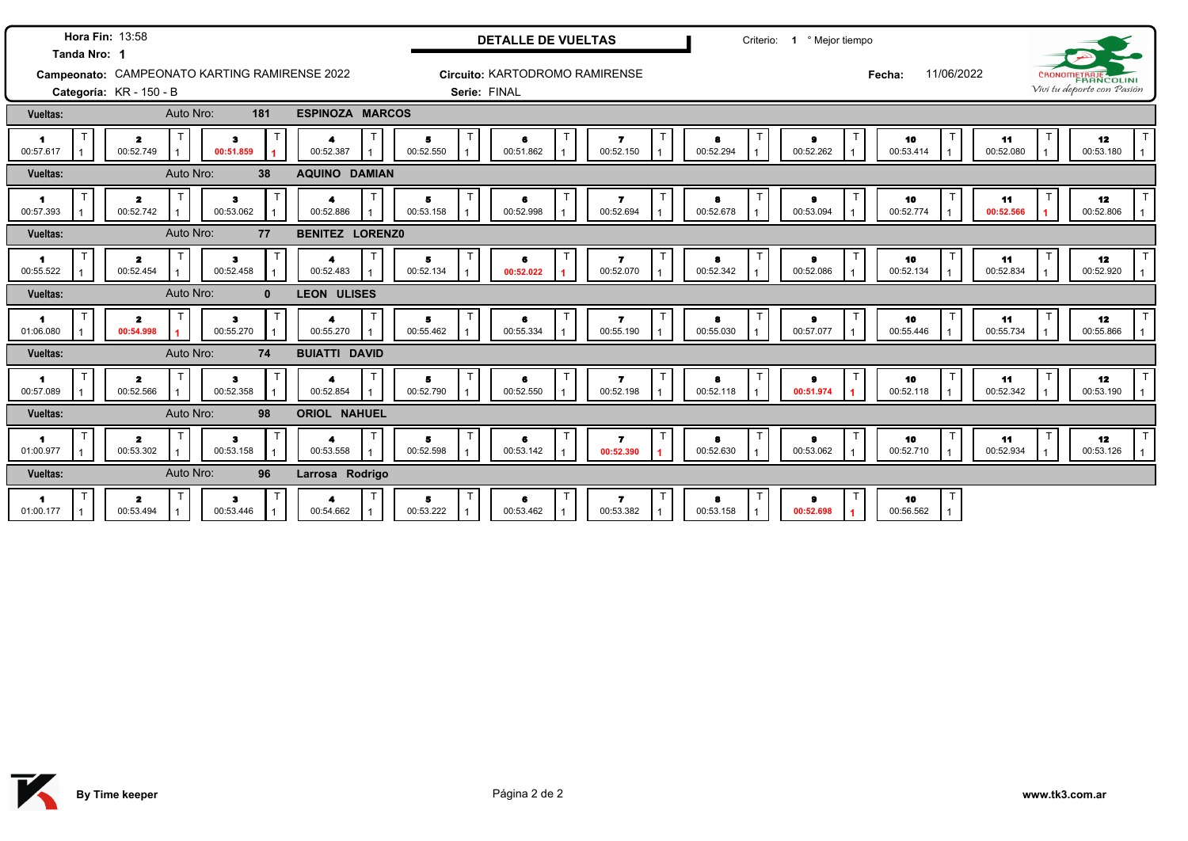**Hora Fin:** 13:58

**Tanda Nro:** 1

**DETALLE DE VUELTAS**

Criterio: 1 ° Mejor tiempo

**Campeonato:** CAMPEONATO KARTING RAMIRENSE 2022

**Circuito:** KARTODROMO RAMIRENSE

**Fecha:** 11/06/2022

**Categoría:** KR - 150 - B

**Serie:** FINAL

CRONOMETRAJE FRANCOLINI

*Vivi tu deporte con Pasión*

**Vueltas:** Auto Nro: 181 **ESPINOZA MARCOS**

| 1 | 2 | 3 | 4 | 5 | 6 | 7 | 8 | 9 | 10 | 11 | 12 |
|---|---|---|---|---|---|---|---|---|---|---|---|
| 00:57.617 | 00:52.749 | **00:51.859** | 00:52.387 | 00:52.550 | 00:51.862 | 00:52.150 | 00:52.294 | 00:52.262 | 00:53.414 | 00:52.080 | 00:53.180 |

**Vueltas:** Auto Nro: 38 **AQUINO DAMIAN**

| 1 | 2 | 3 | 4 | 5 | 6 | 7 | 8 | 9 | 10 | 11 | 12 |
|---|---|---|---|---|---|---|---|---|---|---|---|
| 00:57.393 | 00:52.742 | 00:53.062 | 00:52.886 | 00:53.158 | 00:52.998 | 00:52.694 | 00:52.678 | 00:53.094 | 00:52.774 | **00:52.566** | 00:52.806 |

**Vueltas:** Auto Nro: 77 **BENITEZ LORENZ0**

| 1 | 2 | 3 | 4 | 5 | 6 | 7 | 8 | 9 | 10 | 11 | 12 |
|---|---|---|---|---|---|---|---|---|---|---|---|
| 00:55.522 | 00:52.454 | 00:52.458 | 00:52.483 | 00:52.134 | **00:52.022** | 00:52.070 | 00:52.342 | 00:52.086 | 00:52.134 | 00:52.834 | 00:52.920 |

**Vueltas:** Auto Nro: 0 **LEON ULISES**

| 1 | 2 | 3 | 4 | 5 | 6 | 7 | 8 | 9 | 10 | 11 | 12 |
|---|---|---|---|---|---|---|---|---|---|---|---|
| 01:06.080 | **00:54.998** | 00:55.270 | 00:55.270 | 00:55.462 | 00:55.334 | 00:55.190 | 00:55.030 | 00:57.077 | 00:55.446 | 00:55.734 | 00:55.866 |

**Vueltas:** Auto Nro: 74 **BUIATTI DAVID**

| 1 | 2 | 3 | 4 | 5 | 6 | 7 | 8 | 9 | 10 | 11 | 12 |
|---|---|---|---|---|---|---|---|---|---|---|---|
| 00:57.089 | 00:52.566 | 00:52.358 | 00:52.854 | 00:52.790 | 00:52.550 | 00:52.198 | 00:52.118 | **00:51.974** | 00:52.118 | 00:52.342 | 00:53.190 |

**Vueltas:** Auto Nro: 98 **ORIOL NAHUEL**

| 1 | 2 | 3 | 4 | 5 | 6 | 7 | 8 | 9 | 10 | 11 | 12 |
|---|---|---|---|---|---|---|---|---|---|---|---|
| 01:00.977 | 00:53.302 | 00:53.158 | 00:53.558 | 00:52.598 | 00:53.142 | **00:52.390** | 00:52.630 | 00:53.062 | 00:52.710 | 00:52.934 | 00:53.126 |

**Vueltas:** Auto Nro: 96 **Larrosa Rodrigo**

| 1 | 2 | 3 | 4 | 5 | 6 | 7 | 8 | 9 | 10 |
|---|---|---|---|---|---|---|---|---|---|
| 01:00.177 | 00:53.494 | 00:53.446 | 00:54.662 | 00:53.222 | 00:53.462 | 00:53.382 | 00:53.158 | **00:52.698** | 00:56.562 |

By Time keeper

www.tk3.com.ar